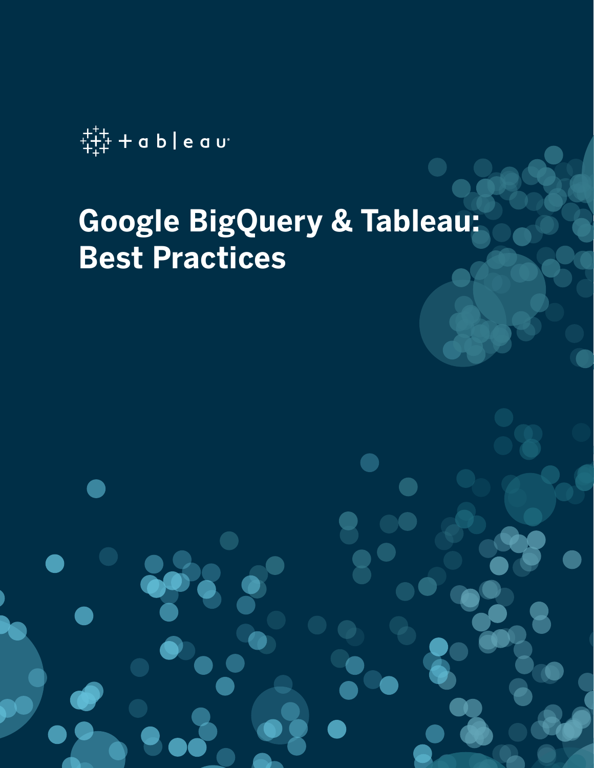tableau

# Google BigQuery & Tableau: Best Practices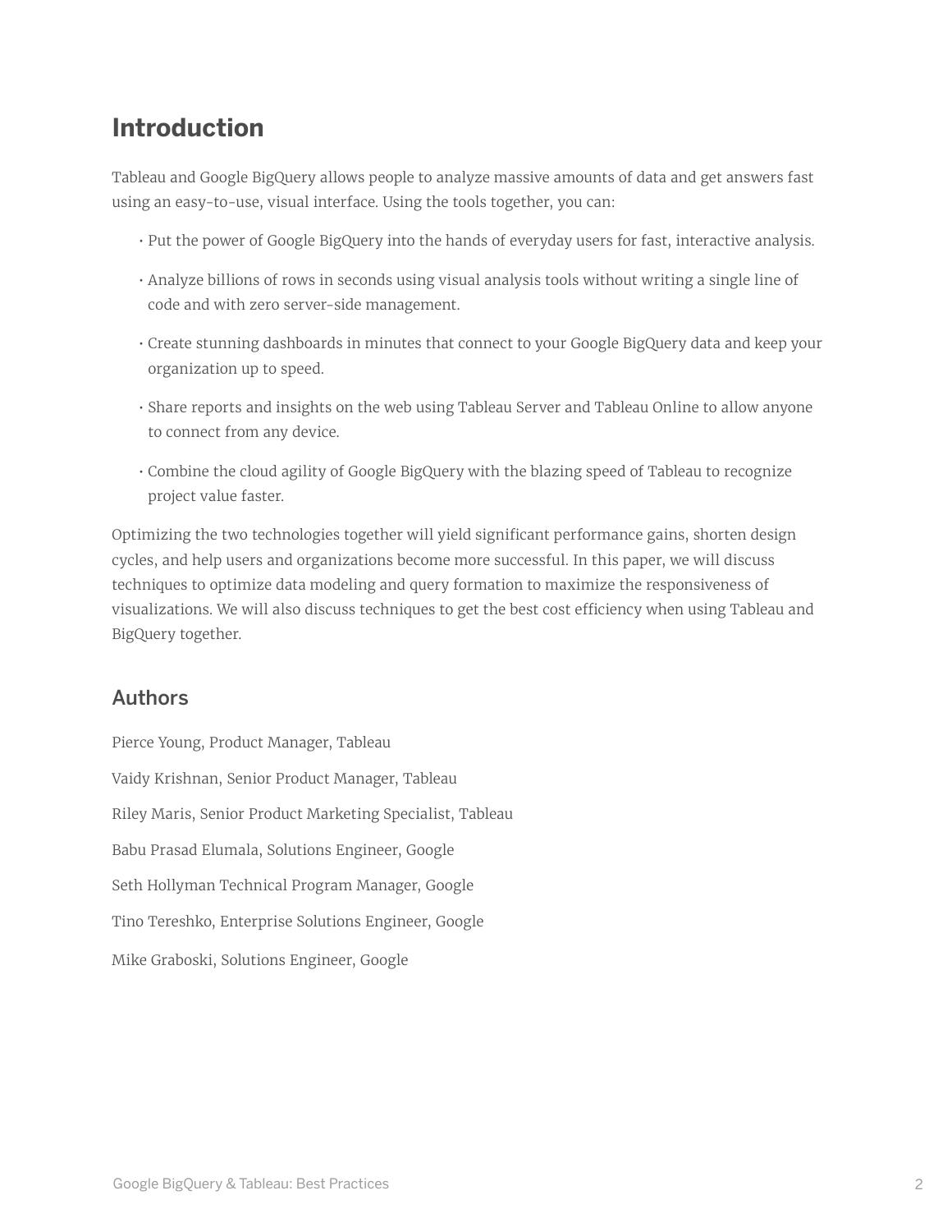# Introduction

Tableau and Google BigQuery allows people to analyze massive amounts of data and get answers fast using an easy-to-use, visual interface. Using the tools together, you can:

- Put the power of Google BigQuery into the hands of everyday users for fast, interactive analysis.
- Analyze billions of rows in seconds using visual analysis tools without writing a single line of code and with zero server-side management.
- Create stunning dashboards in minutes that connect to your Google BigQuery data and keep your organization up to speed.
- Share reports and insights on the web using Tableau Server and Tableau Online to allow anyone to connect from any device.
- Combine the cloud agility of Google BigQuery with the blazing speed of Tableau to recognize project value faster.

Optimizing the two technologies together will yield significant performance gains, shorten design cycles, and help users and organizations become more successful. In this paper, we will discuss techniques to optimize data modeling and query formation to maximize the responsiveness of visualizations. We will also discuss techniques to get the best cost efficiency when using Tableau and BigQuery together.

## Authors

Pierce Young, Product Manager, Tableau

Vaidy Krishnan, Senior Product Manager, Tableau

Riley Maris, Senior Product Marketing Specialist, Tableau

Babu Prasad Elumala, Solutions Engineer, Google

Seth Hollyman Technical Program Manager, Google

Tino Tereshko, Enterprise Solutions Engineer, Google

Mike Graboski, Solutions Engineer, Google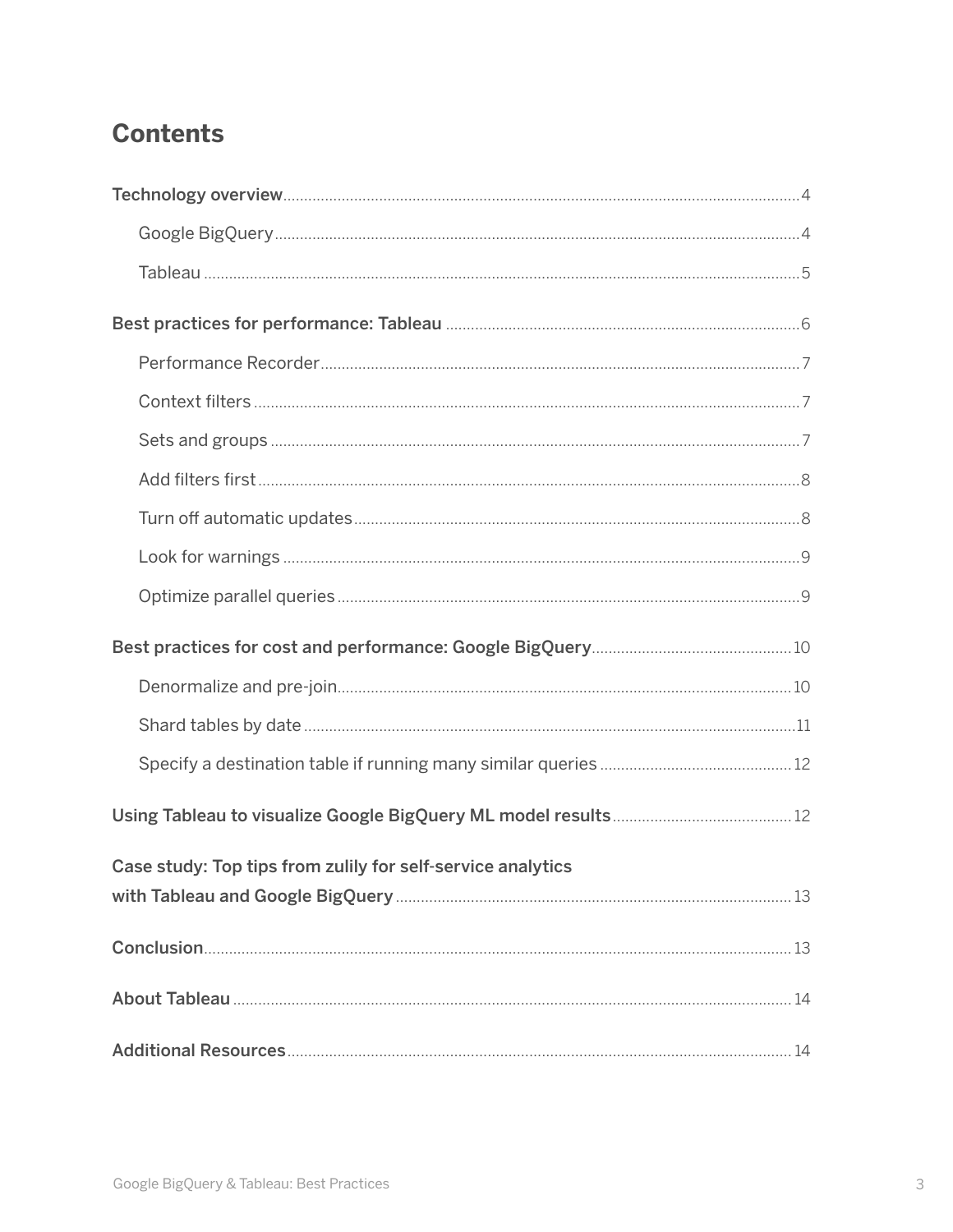# Contents

- Technology overview ... 4
  - Google BigQuery ... 4
  - Tableau ... 5
- Best practices for performance: Tableau ... 6
  - Performance Recorder ... 7
  - Context filters ... 7
  - Sets and groups ... 7
  - Add filters first ... 8
  - Turn off automatic updates ... 8
  - Look for warnings ... 9
  - Optimize parallel queries ... 9
- Best practices for cost and performance: Google BigQuery ... 10
  - Denormalize and pre-join ... 10
  - Shard tables by date ... 11
  - Specify a destination table if running many similar queries ... 12
- Using Tableau to visualize Google BigQuery ML model results ... 12
- Case study: Top tips from zulily for self-service analytics with Tableau and Google BigQuery ... 13
- Conclusion ... 13
- About Tableau ... 14
- Additional Resources ... 14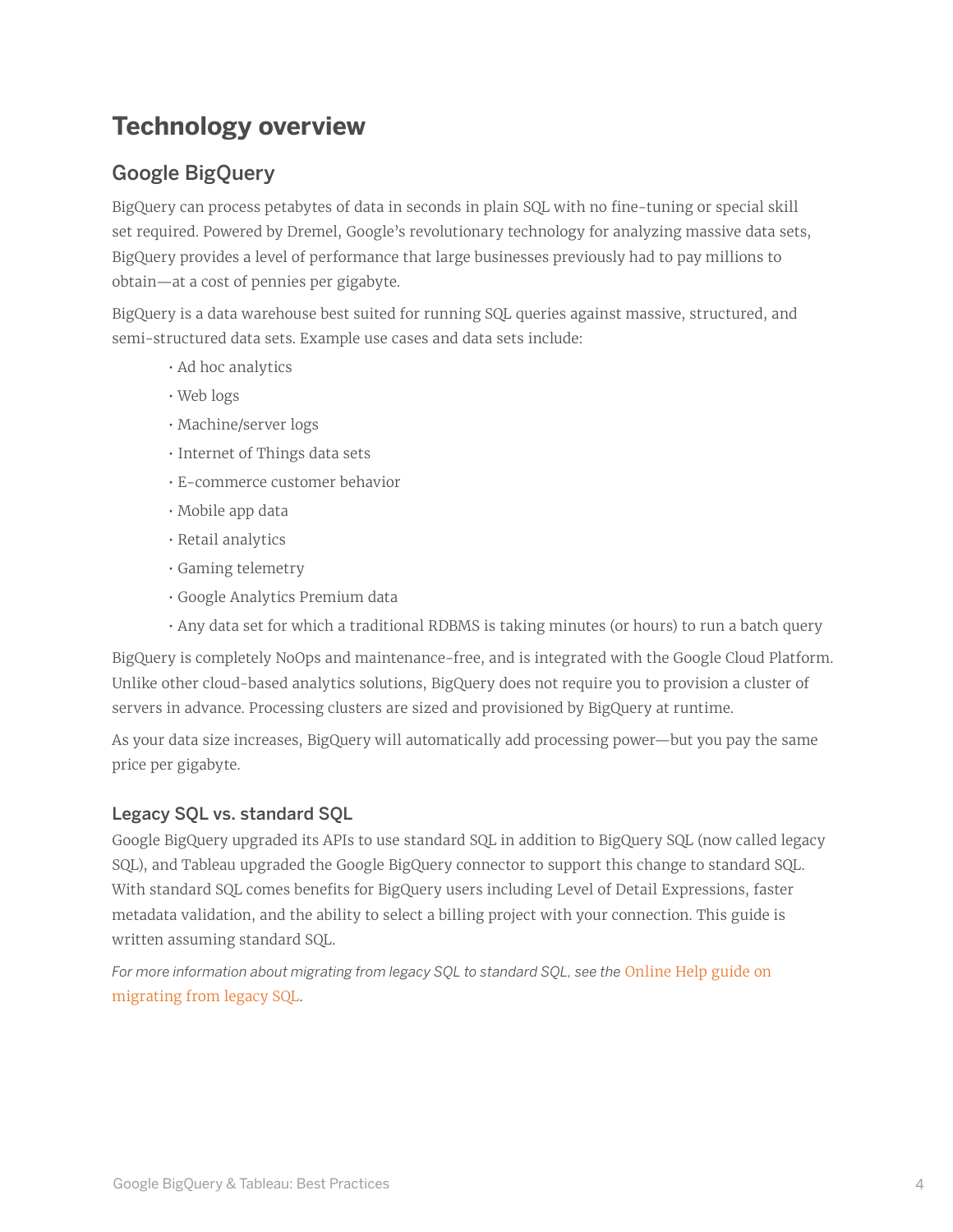# Technology overview

## Google BigQuery

BigQuery can process petabytes of data in seconds in plain SQL with no fine-tuning or special skill set required. Powered by Dremel, Google's revolutionary technology for analyzing massive data sets, BigQuery provides a level of performance that large businesses previously had to pay millions to obtain—at a cost of pennies per gigabyte.

BigQuery is a data warehouse best suited for running SQL queries against massive, structured, and semi-structured data sets. Example use cases and data sets include:

- Ad hoc analytics
- Web logs
- Machine/server logs
- Internet of Things data sets
- E-commerce customer behavior
- Mobile app data
- Retail analytics
- Gaming telemetry
- Google Analytics Premium data
- Any data set for which a traditional RDBMS is taking minutes (or hours) to run a batch query

BigQuery is completely NoOps and maintenance-free, and is integrated with the Google Cloud Platform. Unlike other cloud-based analytics solutions, BigQuery does not require you to provision a cluster of servers in advance. Processing clusters are sized and provisioned by BigQuery at runtime.

As your data size increases, BigQuery will automatically add processing power—but you pay the same price per gigabyte.

### Legacy SQL vs. standard SQL

Google BigQuery upgraded its APIs to use standard SQL in addition to BigQuery SQL (now called legacy SQL), and Tableau upgraded the Google BigQuery connector to support this change to standard SQL. With standard SQL comes benefits for BigQuery users including Level of Detail Expressions, faster metadata validation, and the ability to select a billing project with your connection. This guide is written assuming standard SQL.

*For more information about migrating from legacy SQL to standard SQL, see the* Online Help guide on migrating from legacy SQL.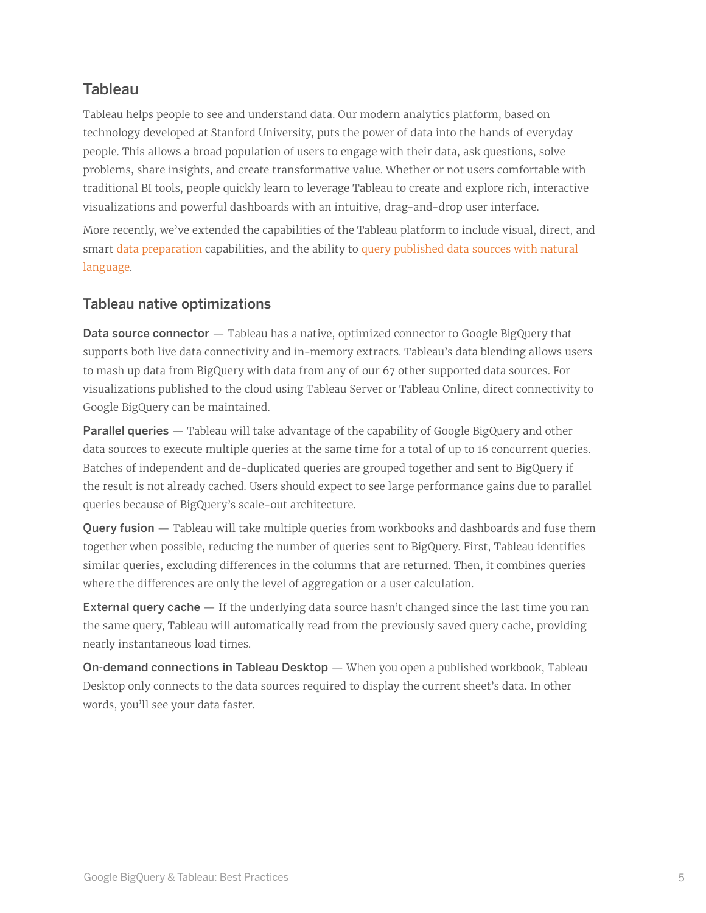## Tableau

Tableau helps people to see and understand data. Our modern analytics platform, based on technology developed at Stanford University, puts the power of data into the hands of everyday people. This allows a broad population of users to engage with their data, ask questions, solve problems, share insights, and create transformative value. Whether or not users comfortable with traditional BI tools, people quickly learn to leverage Tableau to create and explore rich, interactive visualizations and powerful dashboards with an intuitive, drag-and-drop user interface.

More recently, we've extended the capabilities of the Tableau platform to include visual, direct, and smart data preparation capabilities, and the ability to query published data sources with natural language.

### Tableau native optimizations

**Data source connector** — Tableau has a native, optimized connector to Google BigQuery that supports both live data connectivity and in-memory extracts. Tableau's data blending allows users to mash up data from BigQuery with data from any of our 67 other supported data sources. For visualizations published to the cloud using Tableau Server or Tableau Online, direct connectivity to Google BigQuery can be maintained.

**Parallel queries** — Tableau will take advantage of the capability of Google BigQuery and other data sources to execute multiple queries at the same time for a total of up to 16 concurrent queries. Batches of independent and de-duplicated queries are grouped together and sent to BigQuery if the result is not already cached. Users should expect to see large performance gains due to parallel queries because of BigQuery's scale-out architecture.

**Query fusion** — Tableau will take multiple queries from workbooks and dashboards and fuse them together when possible, reducing the number of queries sent to BigQuery. First, Tableau identifies similar queries, excluding differences in the columns that are returned. Then, it combines queries where the differences are only the level of aggregation or a user calculation.

**External query cache** — If the underlying data source hasn't changed since the last time you ran the same query, Tableau will automatically read from the previously saved query cache, providing nearly instantaneous load times.

**On-demand connections in Tableau Desktop** — When you open a published workbook, Tableau Desktop only connects to the data sources required to display the current sheet's data. In other words, you'll see your data faster.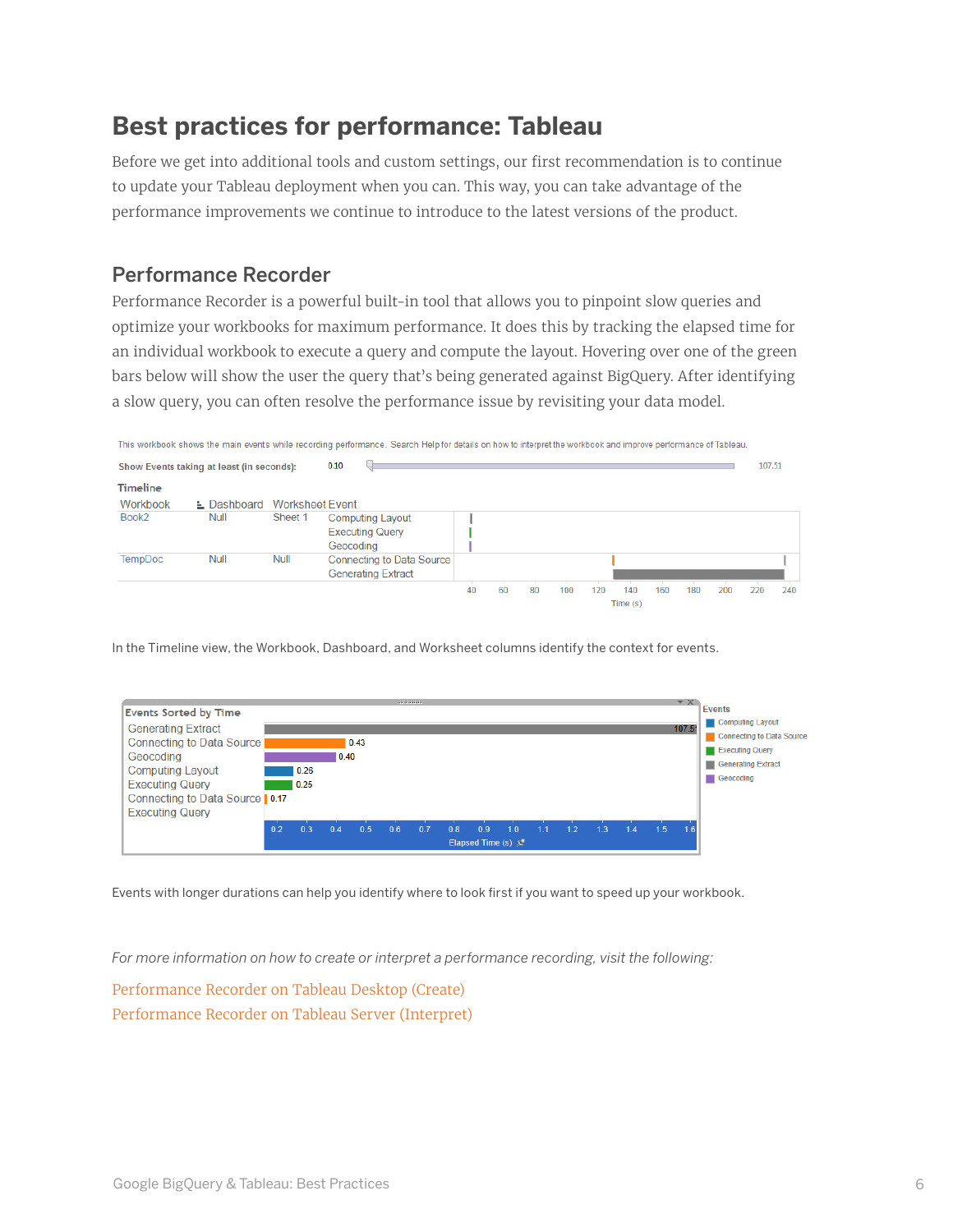# Best practices for performance: Tableau

Before we get into additional tools and custom settings, our first recommendation is to continue to update your Tableau deployment when you can. This way, you can take advantage of the performance improvements we continue to introduce to the latest versions of the product.

## Performance Recorder

Performance Recorder is a powerful built-in tool that allows you to pinpoint slow queries and optimize your workbooks for maximum performance. It does this by tracking the elapsed time for an individual workbook to execute a query and compute the layout. Hovering over one of the green bars below will show the user the query that's being generated against BigQuery. After identifying a slow query, you can often resolve the performance issue by revisiting your data model.

In the Timeline view, the Workbook, Dashboard, and Worksheet columns identify the context for events.

Events with longer durations can help you identify where to look first if you want to speed up your workbook.

*For more information on how to create or interpret a performance recording, visit the following:*

Performance Recorder on Tableau Desktop (Create)
Performance Recorder on Tableau Server (Interpret)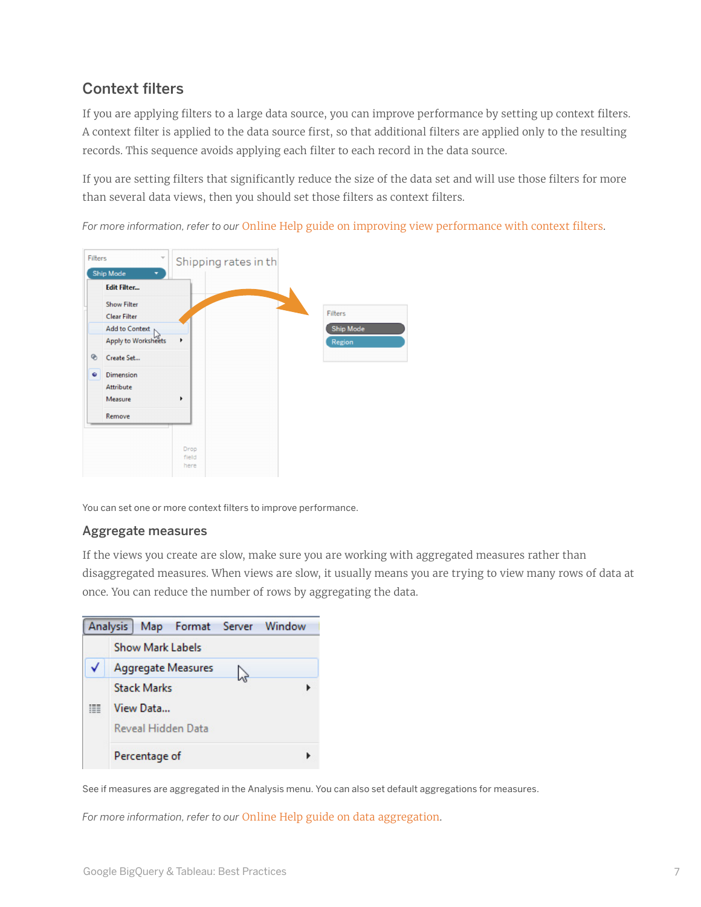## Context filters

If you are applying filters to a large data source, you can improve performance by setting up context filters. A context filter is applied to the data source first, so that additional filters are applied only to the resulting records. This sequence avoids applying each filter to each record in the data source.

If you are setting filters that significantly reduce the size of the data set and will use those filters for more than several data views, then you should set those filters as context filters.

*For more information, refer to our* Online Help guide on improving view performance with context filters.

You can set one or more context filters to improve performance.

## Aggregate measures

If the views you create are slow, make sure you are working with aggregated measures rather than disaggregated measures. When views are slow, it usually means you are trying to view many rows of data at once. You can reduce the number of rows by aggregating the data.

See if measures are aggregated in the Analysis menu. You can also set default aggregations for measures.

*For more information, refer to our* Online Help guide on data aggregation.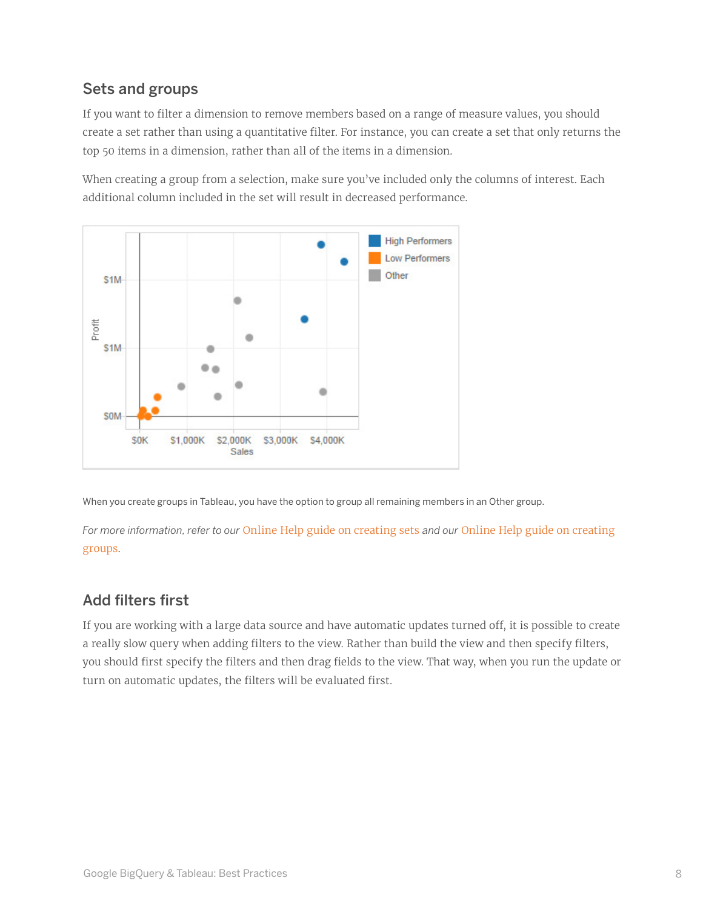## Sets and groups

If you want to filter a dimension to remove members based on a range of measure values, you should create a set rather than using a quantitative filter. For instance, you can create a set that only returns the top 50 items in a dimension, rather than all of the items in a dimension.

When creating a group from a selection, make sure you've included only the columns of interest. Each additional column included in the set will result in decreased performance.

When you create groups in Tableau, you have the option to group all remaining members in an Other group.

*For more information, refer to our* Online Help guide on creating sets *and our* Online Help guide on creating groups.

## Add filters first

If you are working with a large data source and have automatic updates turned off, it is possible to create a really slow query when adding filters to the view. Rather than build the view and then specify filters, you should first specify the filters and then drag fields to the view. That way, when you run the update or turn on automatic updates, the filters will be evaluated first.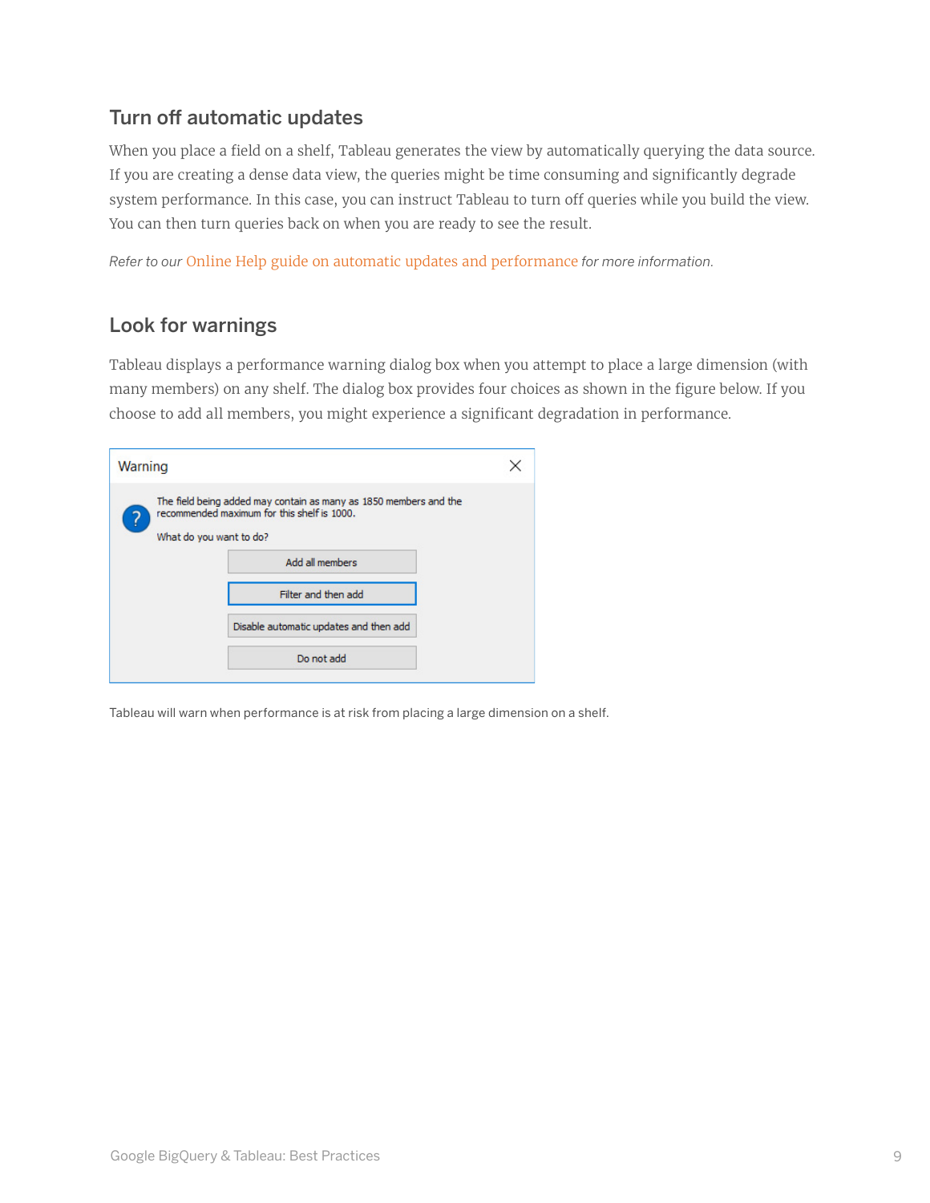## Turn off automatic updates

When you place a field on a shelf, Tableau generates the view by automatically querying the data source. If you are creating a dense data view, the queries might be time consuming and significantly degrade system performance. In this case, you can instruct Tableau to turn off queries while you build the view. You can then turn queries back on when you are ready to see the result.

*Refer to our* Online Help guide on automatic updates and performance *for more information.*

## Look for warnings

Tableau displays a performance warning dialog box when you attempt to place a large dimension (with many members) on any shelf. The dialog box provides four choices as shown in the figure below. If you choose to add all members, you might experience a significant degradation in performance.

**Warning**

The field being added may contain as many as 1850 members and the recommended maximum for this shelf is 1000.

What do you want to do?

- Add all members
- Filter and then add
- Disable automatic updates and then add
- Do not add

Tableau will warn when performance is at risk from placing a large dimension on a shelf.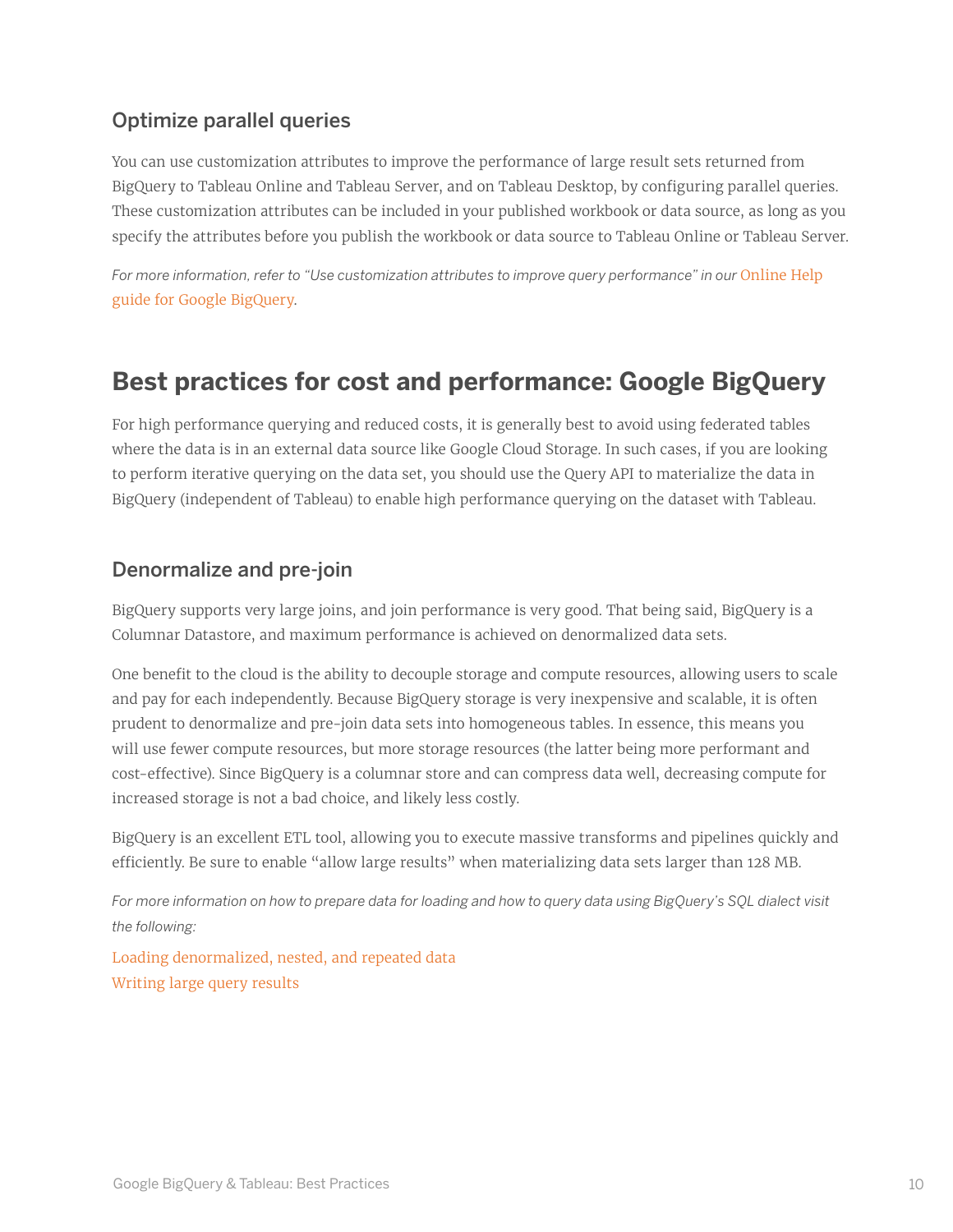### Optimize parallel queries

You can use customization attributes to improve the performance of large result sets returned from BigQuery to Tableau Online and Tableau Server, and on Tableau Desktop, by configuring parallel queries. These customization attributes can be included in your published workbook or data source, as long as you specify the attributes before you publish the workbook or data source to Tableau Online or Tableau Server.

*For more information, refer to "Use customization attributes to improve query performance" in our* Online Help guide for Google BigQuery.

## Best practices for cost and performance: Google BigQuery

For high performance querying and reduced costs, it is generally best to avoid using federated tables where the data is in an external data source like Google Cloud Storage. In such cases, if you are looking to perform iterative querying on the data set, you should use the Query API to materialize the data in BigQuery (independent of Tableau) to enable high performance querying on the dataset with Tableau.

### Denormalize and pre-join

BigQuery supports very large joins, and join performance is very good. That being said, BigQuery is a Columnar Datastore, and maximum performance is achieved on denormalized data sets.

One benefit to the cloud is the ability to decouple storage and compute resources, allowing users to scale and pay for each independently. Because BigQuery storage is very inexpensive and scalable, it is often prudent to denormalize and pre-join data sets into homogeneous tables. In essence, this means you will use fewer compute resources, but more storage resources (the latter being more performant and cost-effective). Since BigQuery is a columnar store and can compress data well, decreasing compute for increased storage is not a bad choice, and likely less costly.

BigQuery is an excellent ETL tool, allowing you to execute massive transforms and pipelines quickly and efficiently. Be sure to enable "allow large results" when materializing data sets larger than 128 MB.

*For more information on how to prepare data for loading and how to query data using BigQuery's SQL dialect visit the following:*

Loading denormalized, nested, and repeated data
Writing large query results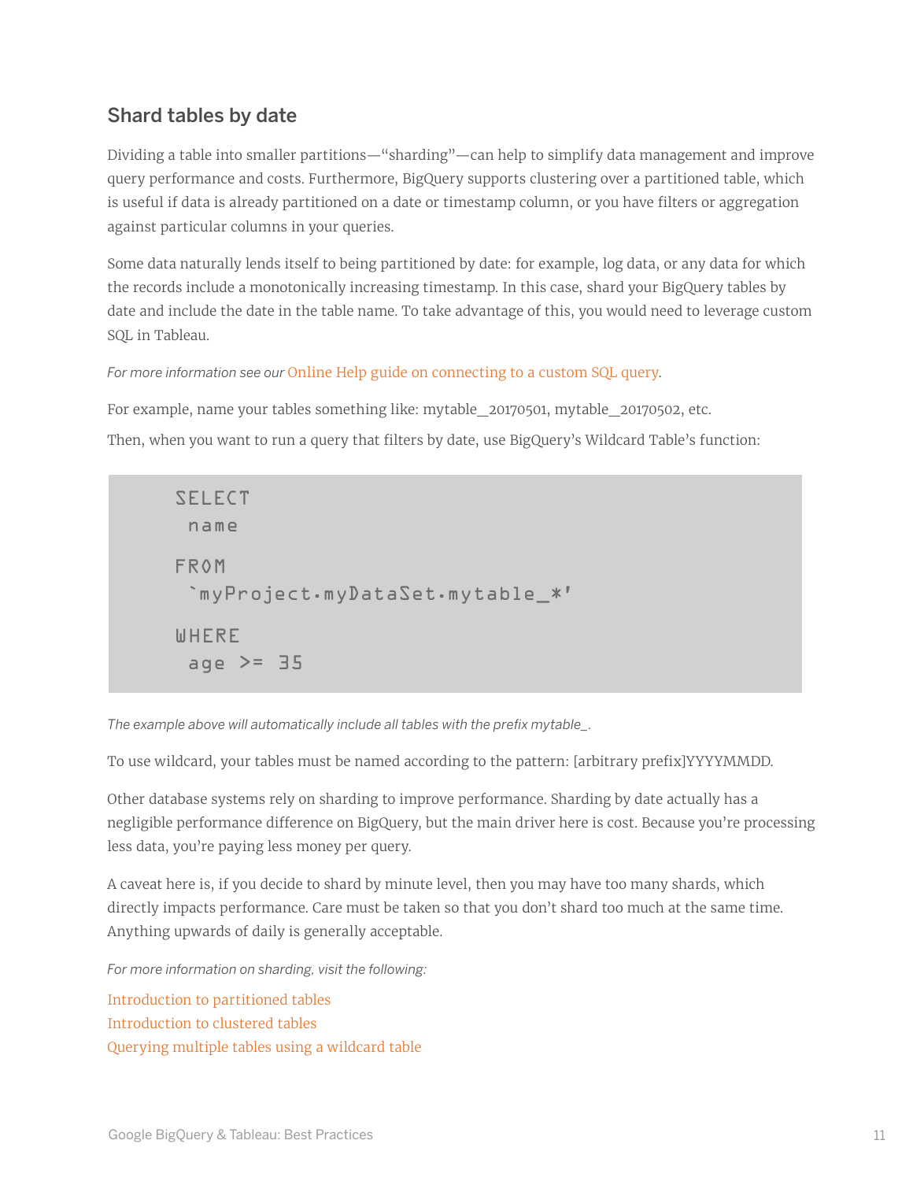## Shard tables by date

Dividing a table into smaller partitions—"sharding"—can help to simplify data management and improve query performance and costs. Furthermore, BigQuery supports clustering over a partitioned table, which is useful if data is already partitioned on a date or timestamp column, or you have filters or aggregation against particular columns in your queries.

Some data naturally lends itself to being partitioned by date: for example, log data, or any data for which the records include a monotonically increasing timestamp. In this case, shard your BigQuery tables by date and include the date in the table name. To take advantage of this, you would need to leverage custom SQL in Tableau.

*For more information see our* Online Help guide on connecting to a custom SQL query.

For example, name your tables something like: mytable_20170501, mytable_20170502, etc.

Then, when you want to run a query that filters by date, use BigQuery's Wildcard Table's function:

```
SELECT
 name
FROM
 `myProject.myDataSet.mytable_*'
WHERE
 age >= 35
```

*The example above will automatically include all tables with the prefix mytable_.*

To use wildcard, your tables must be named according to the pattern: [arbitrary prefix]YYYYMMDD.

Other database systems rely on sharding to improve performance. Sharding by date actually has a negligible performance difference on BigQuery, but the main driver here is cost. Because you're processing less data, you're paying less money per query.

A caveat here is, if you decide to shard by minute level, then you may have too many shards, which directly impacts performance. Care must be taken so that you don't shard too much at the same time. Anything upwards of daily is generally acceptable.

*For more information on sharding, visit the following:*

Introduction to partitioned tables  
Introduction to clustered tables  
Querying multiple tables using a wildcard table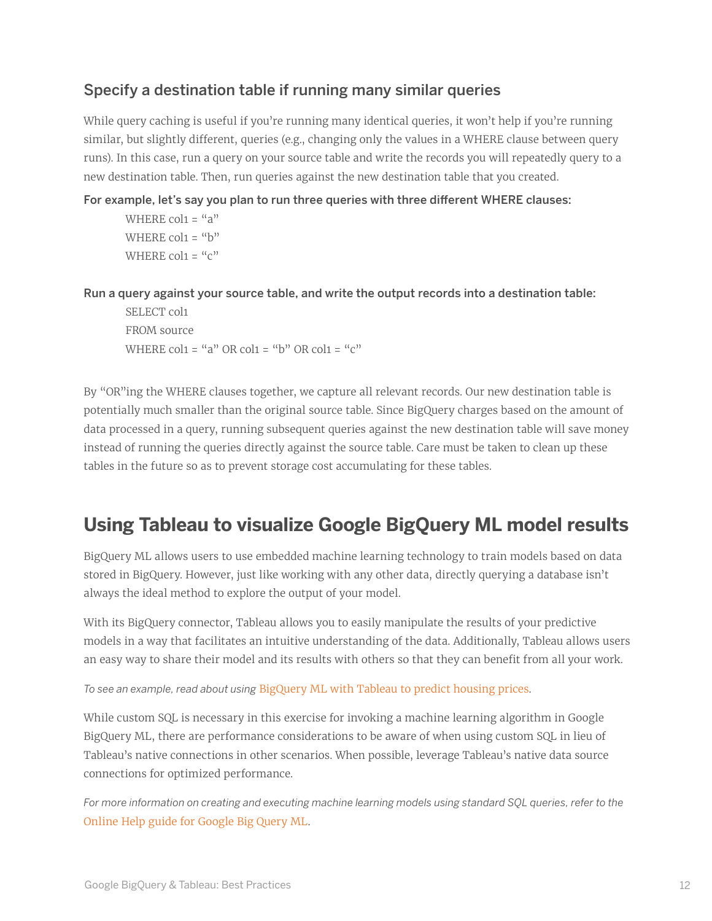### Specify a destination table if running many similar queries

While query caching is useful if you're running many identical queries, it won't help if you're running similar, but slightly different, queries (e.g., changing only the values in a WHERE clause between query runs). In this case, run a query on your source table and write the records you will repeatedly query to a new destination table. Then, run queries against the new destination table that you created.

**For example, let's say you plan to run three queries with three different WHERE clauses:**

```
WHERE col1 = "a"
WHERE col1 = "b"
WHERE col1 = "c"
```

**Run a query against your source table, and write the output records into a destination table:**

```
SELECT col1
FROM source
WHERE col1 = "a" OR col1 = "b" OR col1 = "c"
```

By "OR"ing the WHERE clauses together, we capture all relevant records. Our new destination table is potentially much smaller than the original source table. Since BigQuery charges based on the amount of data processed in a query, running subsequent queries against the new destination table will save money instead of running the queries directly against the source table. Care must be taken to clean up these tables in the future so as to prevent storage cost accumulating for these tables.

## Using Tableau to visualize Google BigQuery ML model results

BigQuery ML allows users to use embedded machine learning technology to train models based on data stored in BigQuery. However, just like working with any other data, directly querying a database isn't always the ideal method to explore the output of your model.

With its BigQuery connector, Tableau allows you to easily manipulate the results of your predictive models in a way that facilitates an intuitive understanding of the data. Additionally, Tableau allows users an easy way to share their model and its results with others so that they can benefit from all your work.

*To see an example, read about using* BigQuery ML with Tableau to predict housing prices.

While custom SQL is necessary in this exercise for invoking a machine learning algorithm in Google BigQuery ML, there are performance considerations to be aware of when using custom SQL in lieu of Tableau's native connections in other scenarios. When possible, leverage Tableau's native data source connections for optimized performance.

*For more information on creating and executing machine learning models using standard SQL queries, refer to the* Online Help guide for Google Big Query ML.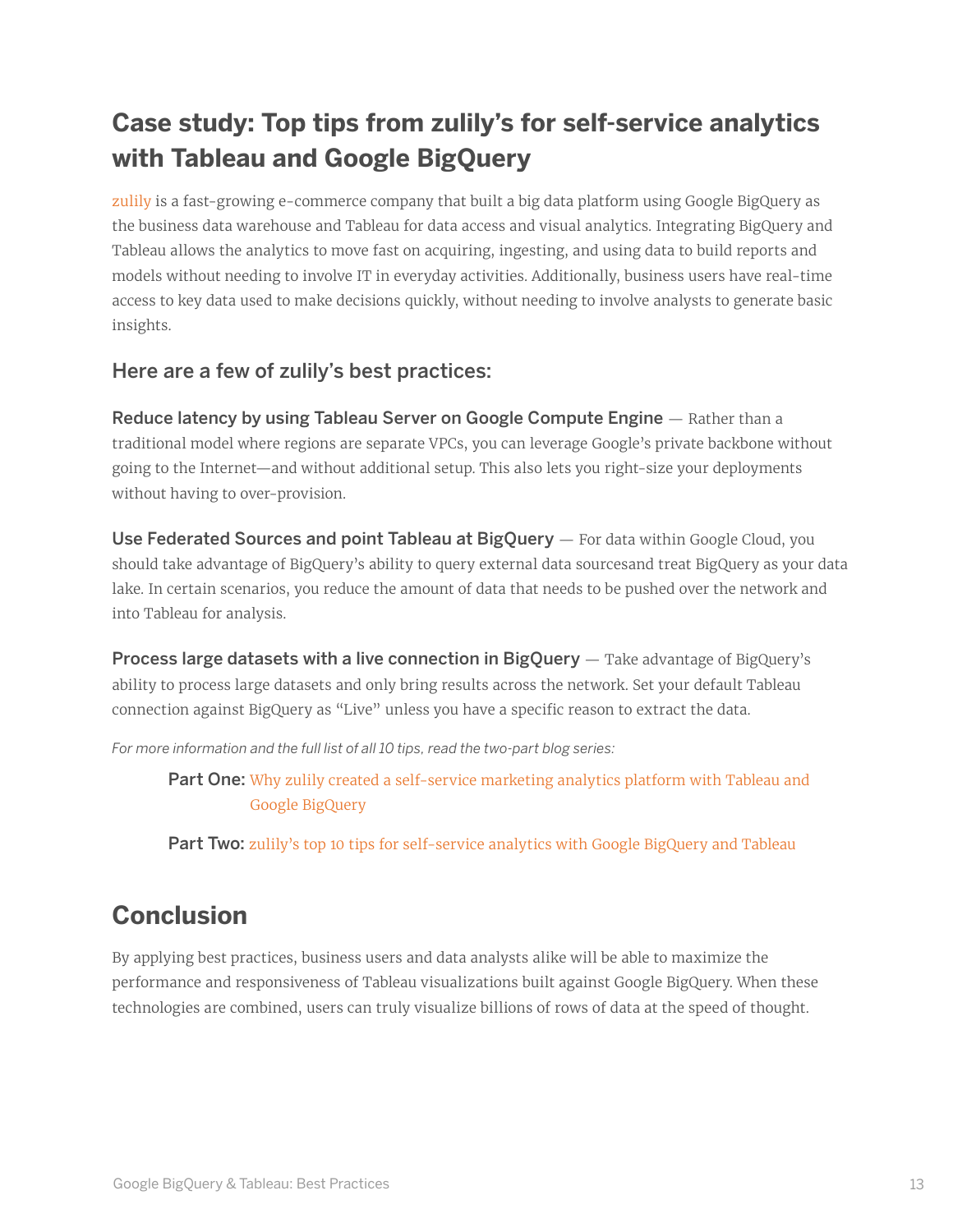## Case study: Top tips from zulily's for self-service analytics with Tableau and Google BigQuery

zulily is a fast-growing e-commerce company that built a big data platform using Google BigQuery as the business data warehouse and Tableau for data access and visual analytics. Integrating BigQuery and Tableau allows the analytics to move fast on acquiring, ingesting, and using data to build reports and models without needing to involve IT in everyday activities. Additionally, business users have real-time access to key data used to make decisions quickly, without needing to involve analysts to generate basic insights.

### Here are a few of zulily's best practices:

**Reduce latency by using Tableau Server on Google Compute Engine** — Rather than a traditional model where regions are separate VPCs, you can leverage Google's private backbone without going to the Internet—and without additional setup. This also lets you right-size your deployments without having to over-provision.

**Use Federated Sources and point Tableau at BigQuery** — For data within Google Cloud, you should take advantage of BigQuery's ability to query external data sourcesand treat BigQuery as your data lake. In certain scenarios, you reduce the amount of data that needs to be pushed over the network and into Tableau for analysis.

**Process large datasets with a live connection in BigQuery** — Take advantage of BigQuery's ability to process large datasets and only bring results across the network. Set your default Tableau connection against BigQuery as "Live" unless you have a specific reason to extract the data.

*For more information and the full list of all 10 tips, read the two-part blog series:*

**Part One:** Why zulily created a self-service marketing analytics platform with Tableau and Google BigQuery

**Part Two:** zulily's top 10 tips for self-service analytics with Google BigQuery and Tableau

## Conclusion

By applying best practices, business users and data analysts alike will be able to maximize the performance and responsiveness of Tableau visualizations built against Google BigQuery. When these technologies are combined, users can truly visualize billions of rows of data at the speed of thought.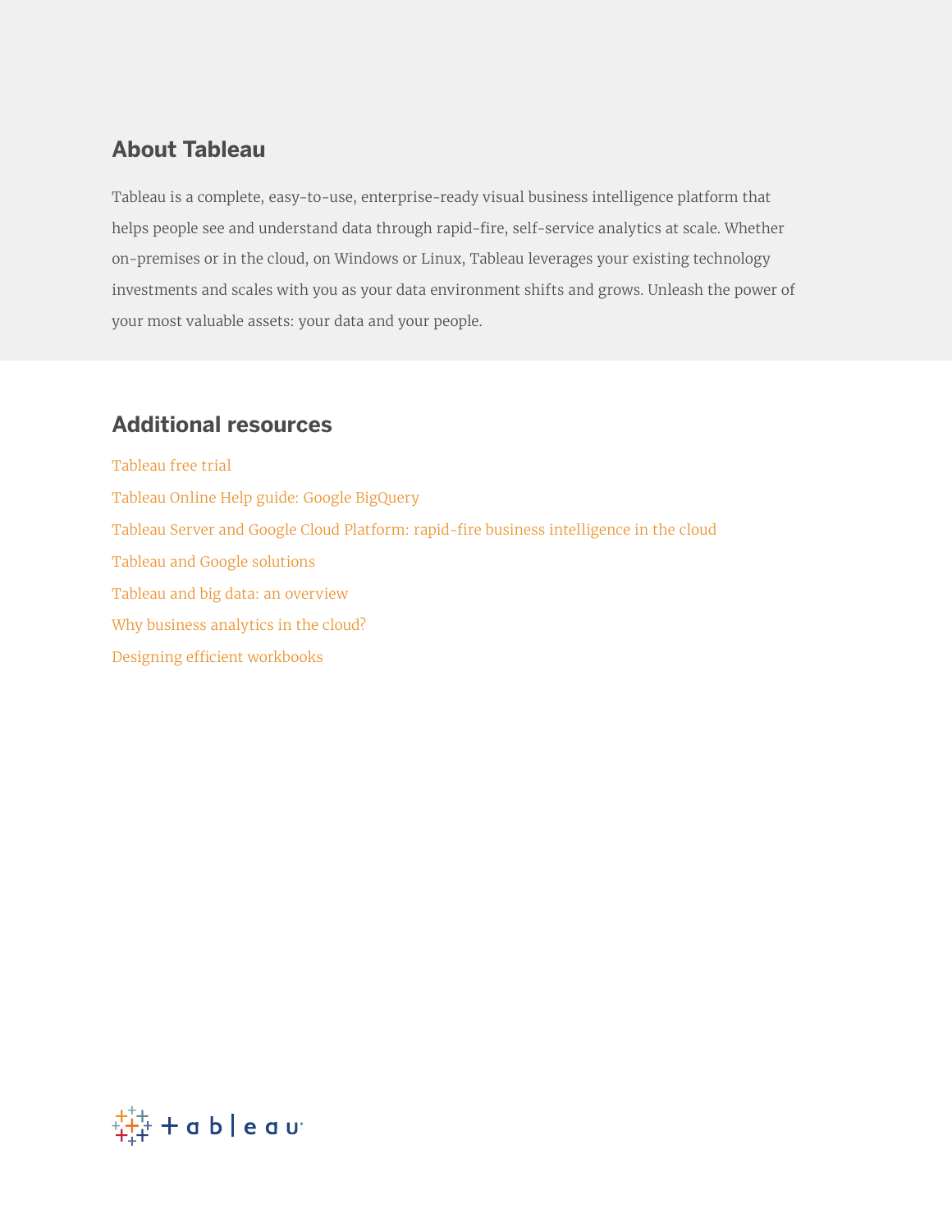## About Tableau

Tableau is a complete, easy-to-use, enterprise-ready visual business intelligence platform that helps people see and understand data through rapid-fire, self-service analytics at scale. Whether on-premises or in the cloud, on Windows or Linux, Tableau leverages your existing technology investments and scales with you as your data environment shifts and grows. Unleash the power of your most valuable assets: your data and your people.

## Additional resources

Tableau free trial

Tableau Online Help guide: Google BigQuery

Tableau Server and Google Cloud Platform: rapid-fire business intelligence in the cloud

Tableau and Google solutions

Tableau and big data: an overview

Why business analytics in the cloud?

Designing efficient workbooks